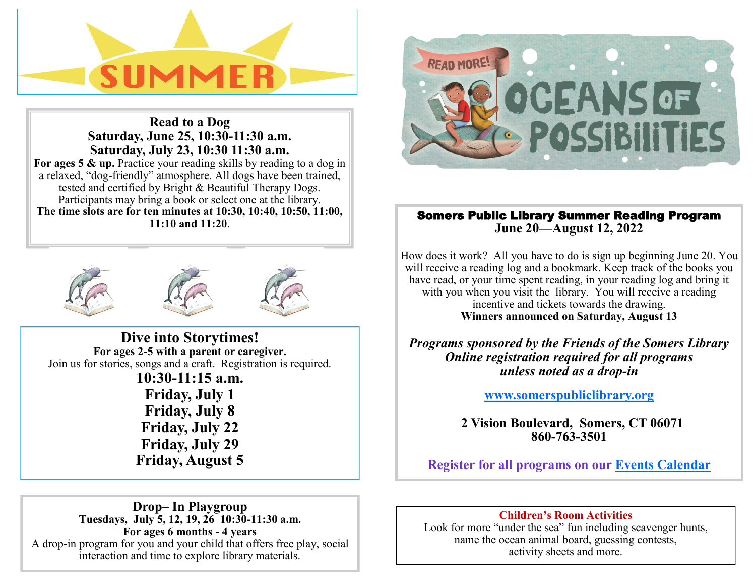# SUMMER

## Read to a Dog

**Saturday, June 25, 10:30-11:30 a.m.**
**Saturday, July 23, 10:30 11:30 a.m.**

**For ages 5 & up.** Practice your reading skills by reading to a dog in a relaxed, "dog-friendly" atmosphere. All dogs have been trained, tested and certified by Bright & Beautiful Therapy Dogs. Participants may bring a book or select one at the library.
**The time slots are for ten minutes at 10:30, 10:40, 10:50, 11:00, 11:10 and 11:20**.

## Dive into Storytimes!

**For ages 2-5 with a parent or caregiver.**
Join us for stories, songs and a craft. Registration is required.

**10:30-11:15 a.m.**
**Friday, July 1**
**Friday, July 8**
**Friday, July 22**
**Friday, July 29**
**Friday, August 5**

## Drop– In Playgroup

**Tuesdays, July 5, 12, 19, 26 10:30-11:30 a.m.**
**For ages 6 months - 4 years**
A drop-in program for you and your child that offers free play, social interaction and time to explore library materials.

READ MORE!

# OCEANS OF POSSIBILITIES

## Somers Public Library Summer Reading Program

**June 20—August 12, 2022**

How does it work? All you have to do is sign up beginning June 20. You will receive a reading log and a bookmark. Keep track of the books you have read, or your time spent reading, in your reading log and bring it with you when you visit the library. You will receive a reading incentive and tickets towards the drawing.
**Winners announced on Saturday, August 13**

***Programs sponsored by the Friends of the Somers Library***
***Online registration required for all programs unless noted as a drop-in***

**www.somerspubliclibrary.org**

**2 Vision Boulevard, Somers, CT 06071**
**860-763-3501**

**Register for all programs on our Events Calendar**

**Children's Room Activities**
Look for more "under the sea" fun including scavenger hunts, name the ocean animal board, guessing contests, activity sheets and more.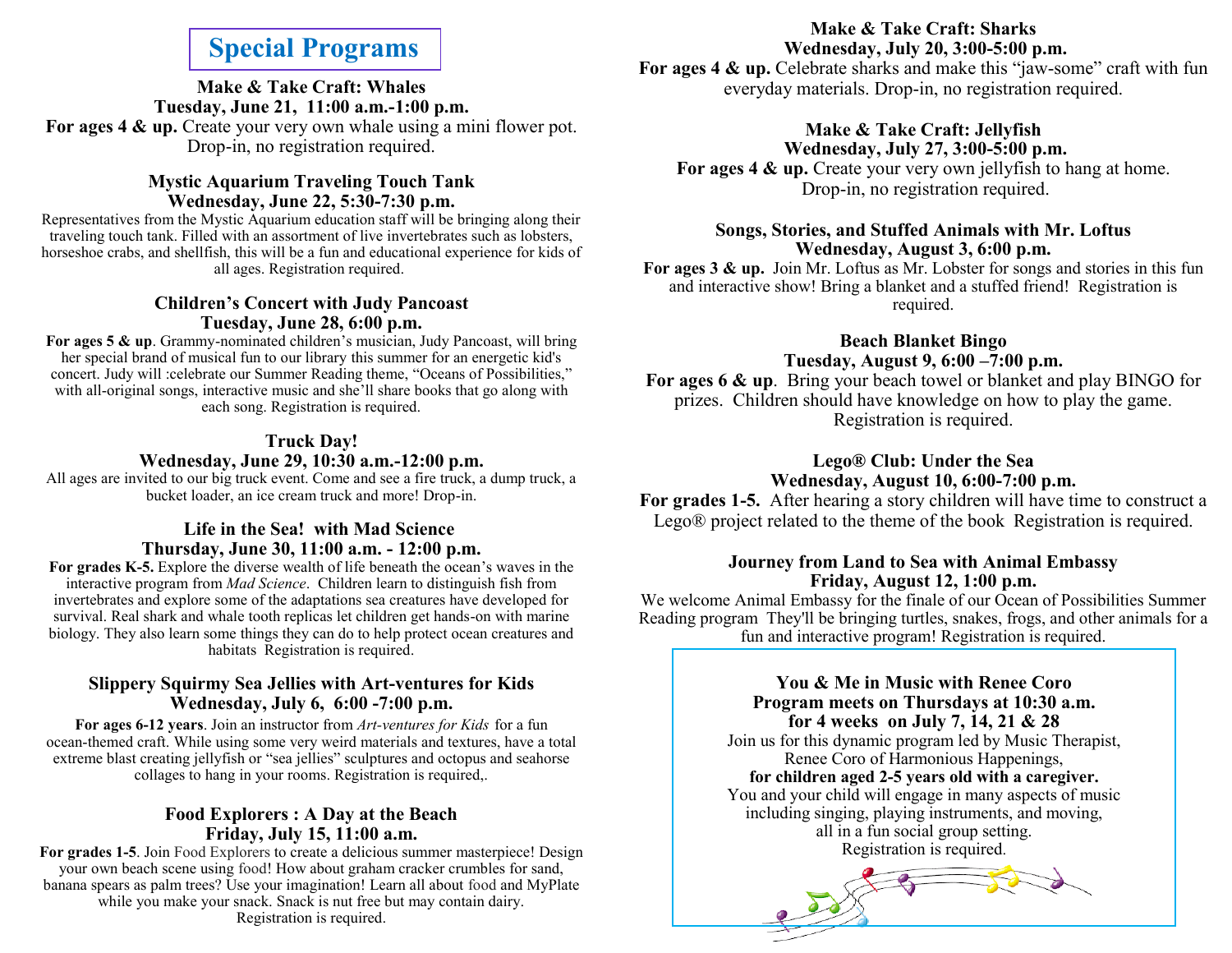# Special Programs

### Make & Take Craft: Whales
### Tuesday, June 21, 11:00 a.m.-1:00 p.m.

**For ages 4 & up.** Create your very own whale using a mini flower pot. Drop-in, no registration required.

### Mystic Aquarium Traveling Touch Tank
### Wednesday, June 22, 5:30-7:30 p.m.

Representatives from the Mystic Aquarium education staff will be bringing along their traveling touch tank. Filled with an assortment of live invertebrates such as lobsters, horseshoe crabs, and shellfish, this will be a fun and educational experience for kids of all ages. Registration required.

### Children's Concert with Judy Pancoast
### Tuesday, June 28, 6:00 p.m.

**For ages 5 & up**. Grammy-nominated children's musician, Judy Pancoast, will bring her special brand of musical fun to our library this summer for an energetic kid's concert. Judy will :celebrate our Summer Reading theme, "Oceans of Possibilities," with all-original songs, interactive music and she'll share books that go along with each song. Registration is required.

### Truck Day!
### Wednesday, June 29, 10:30 a.m.-12:00 p.m.

All ages are invited to our big truck event. Come and see a fire truck, a dump truck, a bucket loader, an ice cream truck and more! Drop-in.

### Life in the Sea! with Mad Science
### Thursday, June 30, 11:00 a.m. - 12:00 p.m.

**For grades K-5.** Explore the diverse wealth of life beneath the ocean's waves in the interactive program from *Mad Science*. Children learn to distinguish fish from invertebrates and explore some of the adaptations sea creatures have developed for survival. Real shark and whale tooth replicas let children get hands-on with marine biology. They also learn some things they can do to help protect ocean creatures and habitats Registration is required.

### Slippery Squirmy Sea Jellies with Art-ventures for Kids
### Wednesday, July 6, 6:00 -7:00 p.m.

**For ages 6-12 years**. Join an instructor from *Art-ventures for Kids* for a fun ocean-themed craft. While using some very weird materials and textures, have a total extreme blast creating jellyfish or "sea jellies" sculptures and octopus and seahorse collages to hang in your rooms. Registration is required,.

### Food Explorers : A Day at the Beach
### Friday, July 15, 11:00 a.m.

**For grades 1-5**. Join Food Explorers to create a delicious summer masterpiece! Design your own beach scene using food! How about graham cracker crumbles for sand, banana spears as palm trees? Use your imagination! Learn all about food and MyPlate while you make your snack. Snack is nut free but may contain dairy. Registration is required.

### Make & Take Craft: Sharks
### Wednesday, July 20, 3:00-5:00 p.m.

**For ages 4 & up.** Celebrate sharks and make this "jaw-some" craft with fun everyday materials. Drop-in, no registration required.

### Make & Take Craft: Jellyfish
### Wednesday, July 27, 3:00-5:00 p.m.

**For ages 4 & up.** Create your very own jellyfish to hang at home. Drop-in, no registration required.

### Songs, Stories, and Stuffed Animals with Mr. Loftus
### Wednesday, August 3, 6:00 p.m.

**For ages 3 & up.** Join Mr. Loftus as Mr. Lobster for songs and stories in this fun and interactive show! Bring a blanket and a stuffed friend! Registration is required.

### Beach Blanket Bingo
### Tuesday, August 9, 6:00 –7:00 p.m.

**For ages 6 & up**. Bring your beach towel or blanket and play BINGO for prizes. Children should have knowledge on how to play the game. Registration is required.

### Lego® Club: Under the Sea
### Wednesday, August 10, 6:00-7:00 p.m.

**For grades 1-5.** After hearing a story children will have time to construct a Lego® project related to the theme of the book Registration is required.

### Journey from Land to Sea with Animal Embassy
### Friday, August 12, 1:00 p.m.

We welcome Animal Embassy for the finale of our Ocean of Possibilities Summer Reading program They'll be bringing turtles, snakes, frogs, and other animals for a fun and interactive program! Registration is required.

### You & Me in Music with Renee Coro
### Program meets on Thursdays at 10:30 a.m. for 4 weeks on July 7, 14, 21 & 28

Join us for this dynamic program led by Music Therapist, Renee Coro of Harmonious Happenings, **for children aged 2-5 years old with a caregiver.** You and your child will engage in many aspects of music including singing, playing instruments, and moving, all in a fun social group setting. Registration is required.